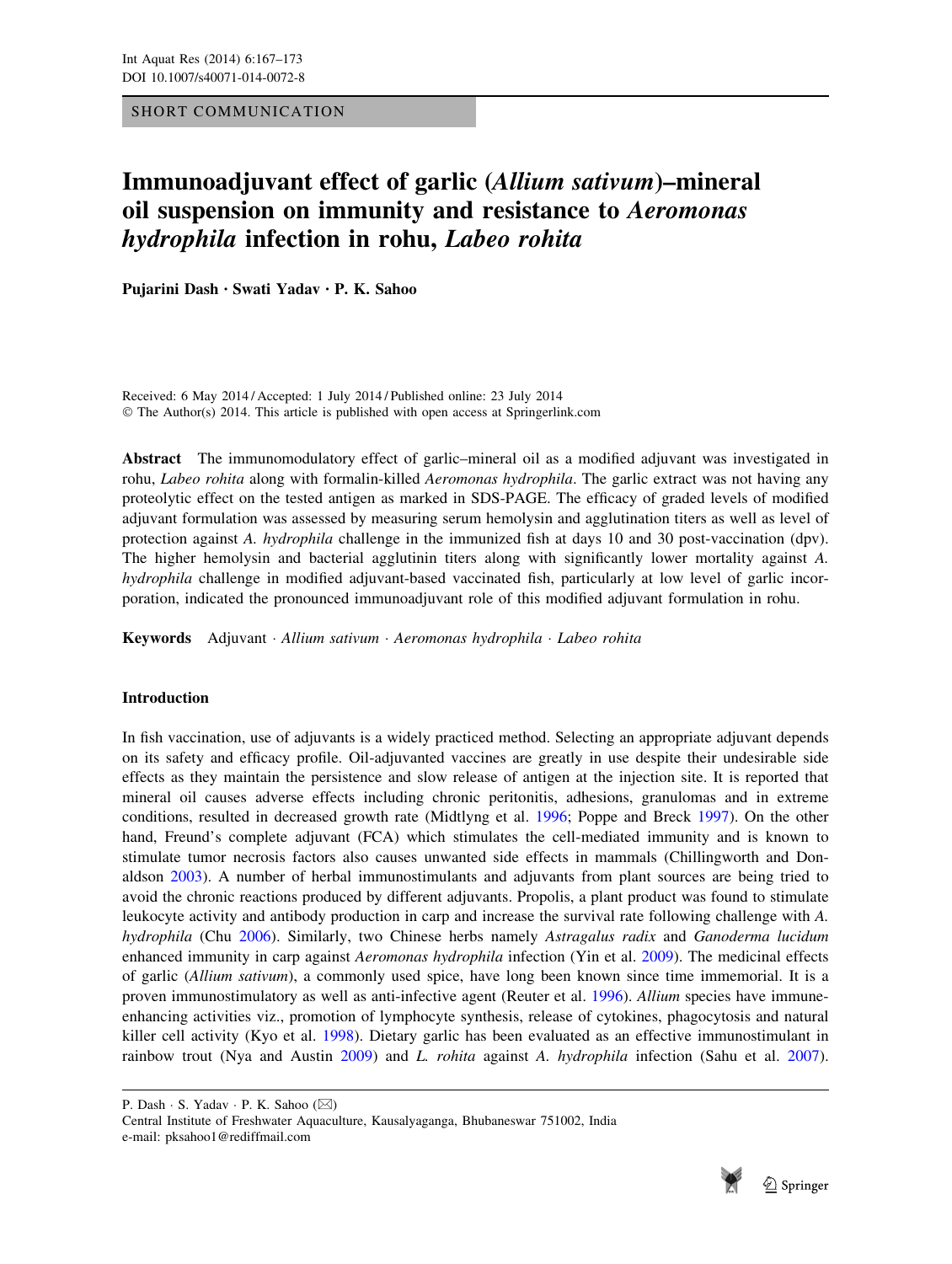SHORT COMMUNICATION

# Immunoadjuvant effect of garlic (*Allium sativum*)–mineral oil suspension on immunity and resistance to *Aeromonas hydrophila* infection in rohu, *Labeo rohita*

**Pujarini Dash · Swati Yadav · P. K. Sahoo**

Received: 6 May 2014 / Accepted: 1 July 2014 / Published online: 23 July 2014
© The Author(s) 2014. This article is published with open access at Springerlink.com

**Abstract** The immunomodulatory effect of garlic–mineral oil as a modified adjuvant was investigated in rohu, *Labeo rohita* along with formalin-killed *Aeromonas hydrophila*. The garlic extract was not having any proteolytic effect on the tested antigen as marked in SDS-PAGE. The efficacy of graded levels of modified adjuvant formulation was assessed by measuring serum hemolysin and agglutination titers as well as level of protection against *A. hydrophila* challenge in the immunized fish at days 10 and 30 post-vaccination (dpv). The higher hemolysin and bacterial agglutinin titers along with significantly lower mortality against *A. hydrophila* challenge in modified adjuvant-based vaccinated fish, particularly at low level of garlic incorporation, indicated the pronounced immunoadjuvant role of this modified adjuvant formulation in rohu.

**Keywords** Adjuvant · *Allium sativum* · *Aeromonas hydrophila* · *Labeo rohita*

## Introduction

In fish vaccination, use of adjuvants is a widely practiced method. Selecting an appropriate adjuvant depends on its safety and efficacy profile. Oil-adjuvanted vaccines are greatly in use despite their undesirable side effects as they maintain the persistence and slow release of antigen at the injection site. It is reported that mineral oil causes adverse effects including chronic peritonitis, adhesions, granulomas and in extreme conditions, resulted in decreased growth rate (Midtlyng et al. 1996; Poppe and Breck 1997). On the other hand, Freund's complete adjuvant (FCA) which stimulates the cell-mediated immunity and is known to stimulate tumor necrosis factors also causes unwanted side effects in mammals (Chillingworth and Donaldson 2003). A number of herbal immunostimulants and adjuvants from plant sources are being tried to avoid the chronic reactions produced by different adjuvants. Propolis, a plant product was found to stimulate leukocyte activity and antibody production in carp and increase the survival rate following challenge with *A. hydrophila* (Chu 2006). Similarly, two Chinese herbs namely *Astragalus radix* and *Ganoderma lucidum* enhanced immunity in carp against *Aeromonas hydrophila* infection (Yin et al. 2009). The medicinal effects of garlic (*Allium sativum*), a commonly used spice, have long been known since time immemorial. It is a proven immunostimulatory as well as anti-infective agent (Reuter et al. 1996). *Allium* species have immune-enhancing activities viz., promotion of lymphocyte synthesis, release of cytokines, phagocytosis and natural killer cell activity (Kyo et al. 1998). Dietary garlic has been evaluated as an effective immunostimulant in rainbow trout (Nya and Austin 2009) and *L. rohita* against *A. hydrophila* infection (Sahu et al. 2007).

P. Dash · S. Yadav · P. K. Sahoo (✉)
Central Institute of Freshwater Aquaculture, Kausalyaganga, Bhubaneswar 751002, India
e-mail: pksahoo1@rediffmail.com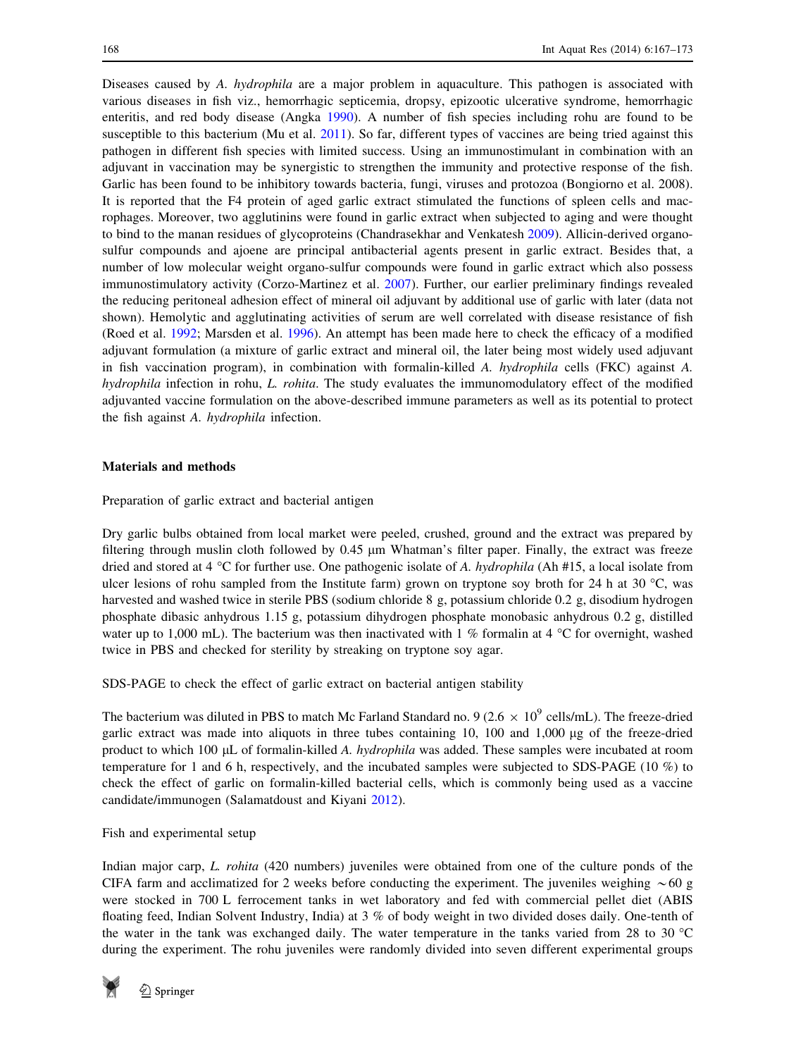Diseases caused by *A. hydrophila* are a major problem in aquaculture. This pathogen is associated with various diseases in fish viz., hemorrhagic septicemia, dropsy, epizootic ulcerative syndrome, hemorrhagic enteritis, and red body disease (Angka 1990). A number of fish species including rohu are found to be susceptible to this bacterium (Mu et al. 2011). So far, different types of vaccines are being tried against this pathogen in different fish species with limited success. Using an immunostimulant in combination with an adjuvant in vaccination may be synergistic to strengthen the immunity and protective response of the fish. Garlic has been found to be inhibitory towards bacteria, fungi, viruses and protozoa (Bongiorno et al. 2008). It is reported that the F4 protein of aged garlic extract stimulated the functions of spleen cells and macrophages. Moreover, two agglutinins were found in garlic extract when subjected to aging and were thought to bind to the manan residues of glycoproteins (Chandrasekhar and Venkatesh 2009). Allicin-derived organosulfur compounds and ajoene are principal antibacterial agents present in garlic extract. Besides that, a number of low molecular weight organo-sulfur compounds were found in garlic extract which also possess immunostimulatory activity (Corzo-Martinez et al. 2007). Further, our earlier preliminary findings revealed the reducing peritoneal adhesion effect of mineral oil adjuvant by additional use of garlic with later (data not shown). Hemolytic and agglutinating activities of serum are well correlated with disease resistance of fish (Roed et al. 1992; Marsden et al. 1996). An attempt has been made here to check the efficacy of a modified adjuvant formulation (a mixture of garlic extract and mineral oil, the later being most widely used adjuvant in fish vaccination program), in combination with formalin-killed *A. hydrophila* cells (FKC) against *A. hydrophila* infection in rohu, *L. rohita*. The study evaluates the immunomodulatory effect of the modified adjuvanted vaccine formulation on the above-described immune parameters as well as its potential to protect the fish against *A. hydrophila* infection.

## Materials and methods

### Preparation of garlic extract and bacterial antigen

Dry garlic bulbs obtained from local market were peeled, crushed, ground and the extract was prepared by filtering through muslin cloth followed by 0.45 μm Whatman's filter paper. Finally, the extract was freeze dried and stored at 4 °C for further use. One pathogenic isolate of *A. hydrophila* (Ah #15, a local isolate from ulcer lesions of rohu sampled from the Institute farm) grown on tryptone soy broth for 24 h at 30 °C, was harvested and washed twice in sterile PBS (sodium chloride 8 g, potassium chloride 0.2 g, disodium hydrogen phosphate dibasic anhydrous 1.15 g, potassium dihydrogen phosphate monobasic anhydrous 0.2 g, distilled water up to 1,000 mL). The bacterium was then inactivated with 1 % formalin at 4 °C for overnight, washed twice in PBS and checked for sterility by streaking on tryptone soy agar.

### SDS-PAGE to check the effect of garlic extract on bacterial antigen stability

The bacterium was diluted in PBS to match Mc Farland Standard no. 9 ($2.6 \times 10^9$ cells/mL). The freeze-dried garlic extract was made into aliquots in three tubes containing 10, 100 and 1,000 μg of the freeze-dried product to which 100 μL of formalin-killed *A. hydrophila* was added. These samples were incubated at room temperature for 1 and 6 h, respectively, and the incubated samples were subjected to SDS-PAGE (10 %) to check the effect of garlic on formalin-killed bacterial cells, which is commonly being used as a vaccine candidate/immunogen (Salamatdoust and Kiyani 2012).

### Fish and experimental setup

Indian major carp, *L. rohita* (420 numbers) juveniles were obtained from one of the culture ponds of the CIFA farm and acclimatized for 2 weeks before conducting the experiment. The juveniles weighing ~60 g were stocked in 700 L ferrocement tanks in wet laboratory and fed with commercial pellet diet (ABIS floating feed, Indian Solvent Industry, India) at 3 % of body weight in two divided doses daily. One-tenth of the water in the tank was exchanged daily. The water temperature in the tanks varied from 28 to 30 °C during the experiment. The rohu juveniles were randomly divided into seven different experimental groups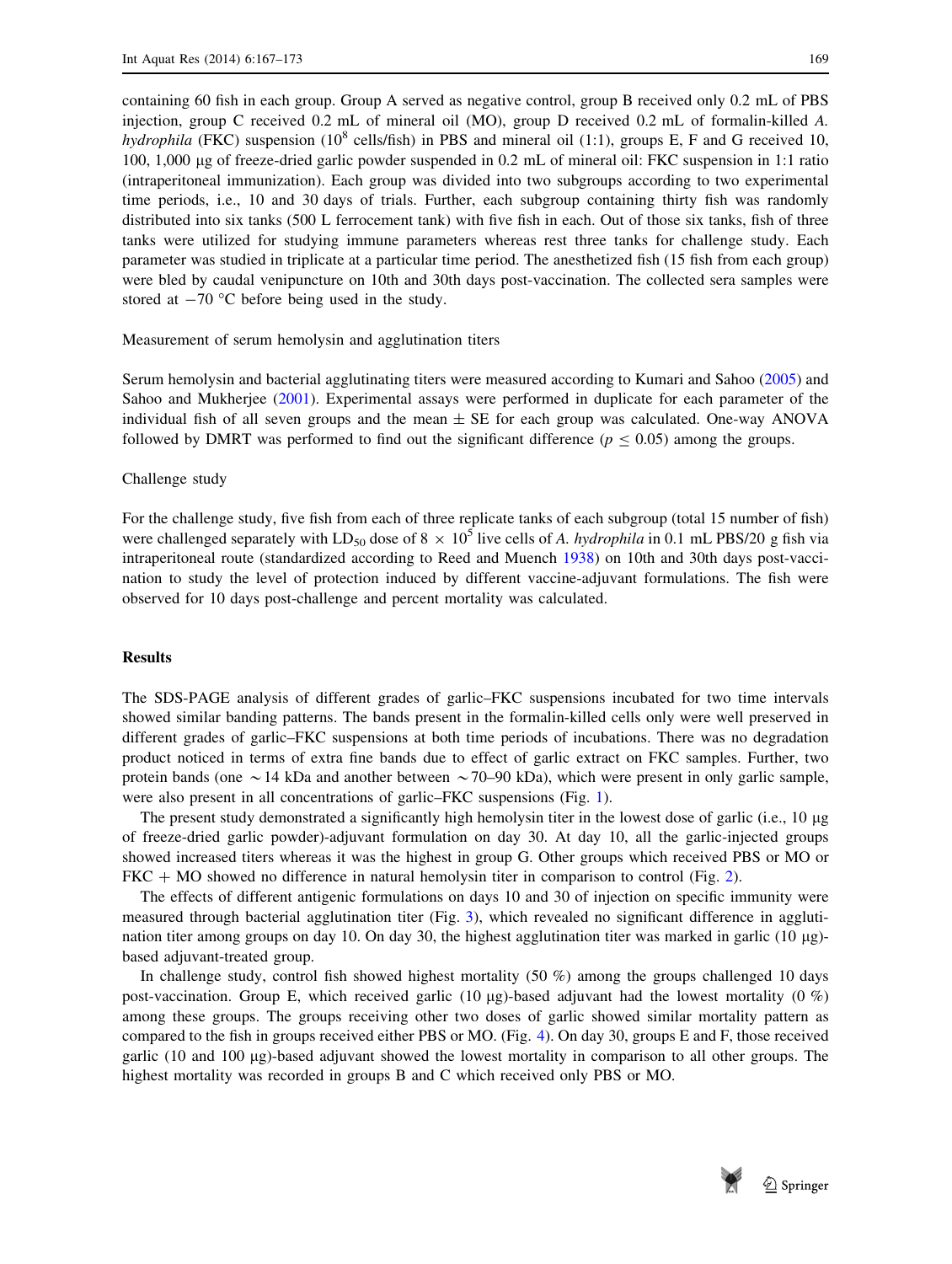containing 60 fish in each group. Group A served as negative control, group B received only 0.2 mL of PBS injection, group C received 0.2 mL of mineral oil (MO), group D received 0.2 mL of formalin-killed *A. hydrophila* (FKC) suspension ($10^8$ cells/fish) in PBS and mineral oil (1:1), groups E, F and G received 10, 100, 1,000 µg of freeze-dried garlic powder suspended in 0.2 mL of mineral oil: FKC suspension in 1:1 ratio (intraperitoneal immunization). Each group was divided into two subgroups according to two experimental time periods, i.e., 10 and 30 days of trials. Further, each subgroup containing thirty fish was randomly distributed into six tanks (500 L ferrocement tank) with five fish in each. Out of those six tanks, fish of three tanks were utilized for studying immune parameters whereas rest three tanks for challenge study. Each parameter was studied in triplicate at a particular time period. The anesthetized fish (15 fish from each group) were bled by caudal venipuncture on 10th and 30th days post-vaccination. The collected sera samples were stored at −70 °C before being used in the study.

Measurement of serum hemolysin and agglutination titers

Serum hemolysin and bacterial agglutinating titers were measured according to Kumari and Sahoo (2005) and Sahoo and Mukherjee (2001). Experimental assays were performed in duplicate for each parameter of the individual fish of all seven groups and the mean ± SE for each group was calculated. One-way ANOVA followed by DMRT was performed to find out the significant difference ($p \leq 0.05$) among the groups.

Challenge study

For the challenge study, five fish from each of three replicate tanks of each subgroup (total 15 number of fish) were challenged separately with $LD_{50}$ dose of $8 \times 10^5$ live cells of *A. hydrophila* in 0.1 mL PBS/20 g fish via intraperitoneal route (standardized according to Reed and Muench 1938) on 10th and 30th days post-vaccination to study the level of protection induced by different vaccine-adjuvant formulations. The fish were observed for 10 days post-challenge and percent mortality was calculated.

## Results

The SDS-PAGE analysis of different grades of garlic–FKC suspensions incubated for two time intervals showed similar banding patterns. The bands present in the formalin-killed cells only were well preserved in different grades of garlic–FKC suspensions at both time periods of incubations. There was no degradation product noticed in terms of extra fine bands due to effect of garlic extract on FKC samples. Further, two protein bands (one ~14 kDa and another between ~70–90 kDa), which were present in only garlic sample, were also present in all concentrations of garlic–FKC suspensions (Fig. 1).

The present study demonstrated a significantly high hemolysin titer in the lowest dose of garlic (i.e., 10 µg of freeze-dried garlic powder)-adjuvant formulation on day 30. At day 10, all the garlic-injected groups showed increased titers whereas it was the highest in group G. Other groups which received PBS or MO or FKC + MO showed no difference in natural hemolysin titer in comparison to control (Fig. 2).

The effects of different antigenic formulations on days 10 and 30 of injection on specific immunity were measured through bacterial agglutination titer (Fig. 3), which revealed no significant difference in agglutination titer among groups on day 10. On day 30, the highest agglutination titer was marked in garlic (10 µg)-based adjuvant-treated group.

In challenge study, control fish showed highest mortality (50 %) among the groups challenged 10 days post-vaccination. Group E, which received garlic (10 µg)-based adjuvant had the lowest mortality (0 %) among these groups. The groups receiving other two doses of garlic showed similar mortality pattern as compared to the fish in groups received either PBS or MO. (Fig. 4). On day 30, groups E and F, those received garlic (10 and 100 µg)-based adjuvant showed the lowest mortality in comparison to all other groups. The highest mortality was recorded in groups B and C which received only PBS or MO.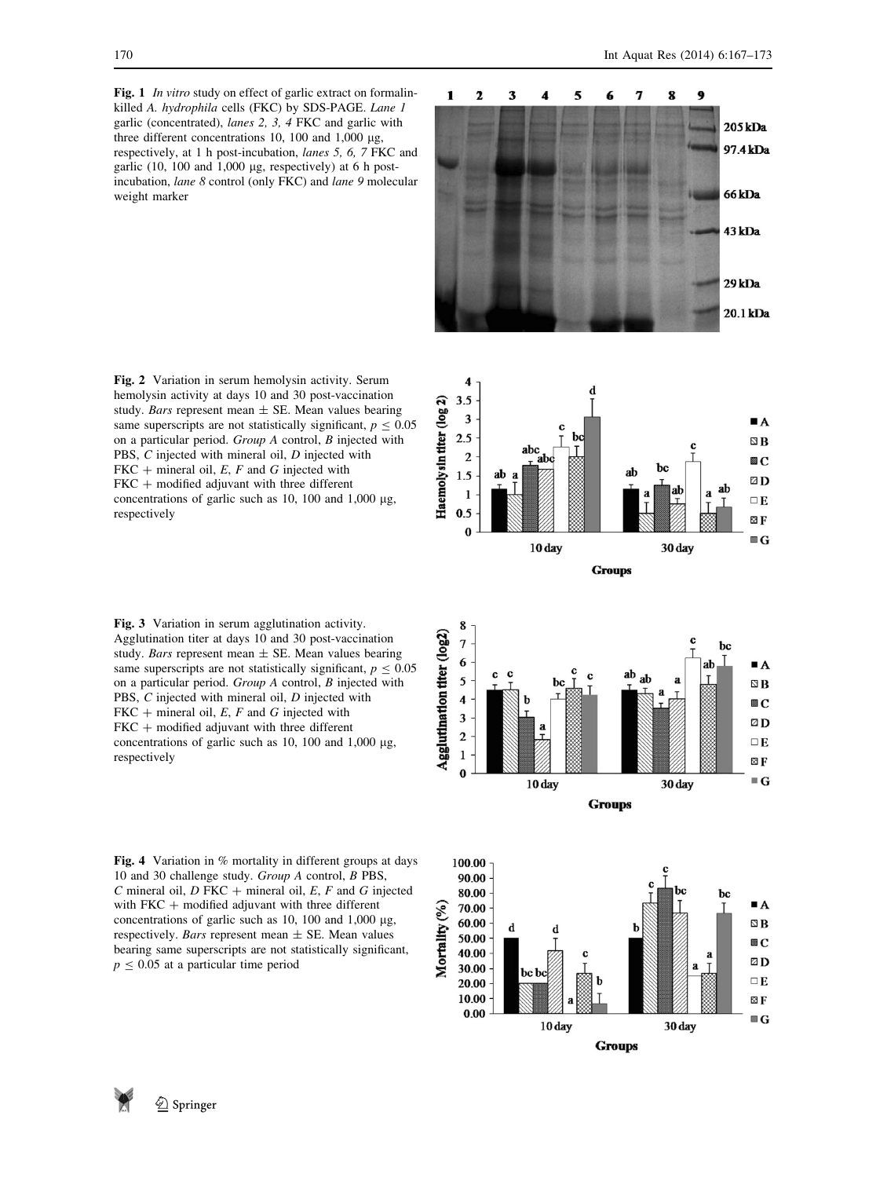**Fig. 1** *In vitro* study on effect of garlic extract on formalin-killed *A. hydrophila* cells (FKC) by SDS-PAGE. *Lane 1* garlic (concentrated), *lanes 2, 3, 4* FKC and garlic with three different concentrations 10, 100 and 1,000 μg, respectively, at 1 h post-incubation, *lanes 5, 6, 7* FKC and garlic (10, 100 and 1,000 μg, respectively) at 6 h post-incubation, *lane 8* control (only FKC) and *lane 9* molecular weight marker

**Fig. 2** Variation in serum hemolysin activity. Serum hemolysin activity at days 10 and 30 post-vaccination study. *Bars* represent mean ± SE. Mean values bearing same superscripts are not statistically significant, $p \leq 0.05$ on a particular period. *Group A* control, *B* injected with PBS, *C* injected with mineral oil, *D* injected with FKC + mineral oil, *E*, *F* and *G* injected with FKC + modified adjuvant with three different concentrations of garlic such as 10, 100 and 1,000 μg, respectively

**Fig. 3** Variation in serum agglutination activity. Agglutination titer at days 10 and 30 post-vaccination study. *Bars* represent mean ± SE. Mean values bearing same superscripts are not statistically significant, $p \leq 0.05$ on a particular period. *Group A* control, *B* injected with PBS, *C* injected with mineral oil, *D* injected with FKC + mineral oil, *E*, *F* and *G* injected with FKC + modified adjuvant with three different concentrations of garlic such as 10, 100 and 1,000 μg, respectively

**Fig. 4** Variation in % mortality in different groups at days 10 and 30 challenge study. *Group A* control, *B* PBS, *C* mineral oil, *D* FKC + mineral oil, *E*, *F* and *G* injected with FKC + modified adjuvant with three different concentrations of garlic such as 10, 100 and 1,000 μg, respectively. *Bars* represent mean ± SE. Mean values bearing same superscripts are not statistically significant, $p \leq 0.05$ at a particular time period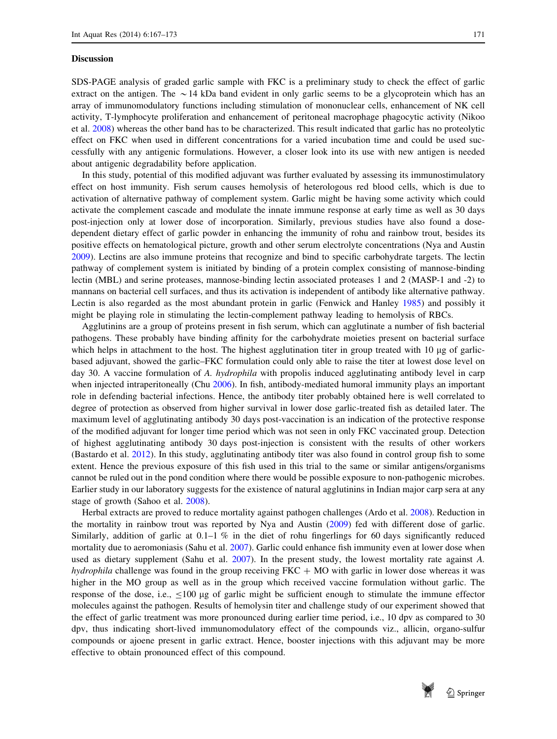## Discussion

SDS-PAGE analysis of graded garlic sample with FKC is a preliminary study to check the effect of garlic extract on the antigen. The ~14 kDa band evident in only garlic seems to be a glycoprotein which has an array of immunomodulatory functions including stimulation of mononuclear cells, enhancement of NK cell activity, T-lymphocyte proliferation and enhancement of peritoneal macrophage phagocytic activity (Nikoo et al. 2008) whereas the other band has to be characterized. This result indicated that garlic has no proteolytic effect on FKC when used in different concentrations for a varied incubation time and could be used successfully with any antigenic formulations. However, a closer look into its use with new antigen is needed about antigenic degradability before application.

In this study, potential of this modified adjuvant was further evaluated by assessing its immunostimulatory effect on host immunity. Fish serum causes hemolysis of heterologous red blood cells, which is due to activation of alternative pathway of complement system. Garlic might be having some activity which could activate the complement cascade and modulate the innate immune response at early time as well as 30 days post-injection only at lower dose of incorporation. Similarly, previous studies have also found a dose-dependent dietary effect of garlic powder in enhancing the immunity of rohu and rainbow trout, besides its positive effects on hematological picture, growth and other serum electrolyte concentrations (Nya and Austin 2009). Lectins are also immune proteins that recognize and bind to specific carbohydrate targets. The lectin pathway of complement system is initiated by binding of a protein complex consisting of mannose-binding lectin (MBL) and serine proteases, mannose-binding lectin associated proteases 1 and 2 (MASP-1 and -2) to mannans on bacterial cell surfaces, and thus its activation is independent of antibody like alternative pathway. Lectin is also regarded as the most abundant protein in garlic (Fenwick and Hanley 1985) and possibly it might be playing role in stimulating the lectin-complement pathway leading to hemolysis of RBCs.

Agglutinins are a group of proteins present in fish serum, which can agglutinate a number of fish bacterial pathogens. These probably have binding affinity for the carbohydrate moieties present on bacterial surface which helps in attachment to the host. The highest agglutination titer in group treated with 10 μg of garlic-based adjuvant, showed the garlic–FKC formulation could only able to raise the titer at lowest dose level on day 30. A vaccine formulation of *A. hydrophila* with propolis induced agglutinating antibody level in carp when injected intraperitoneally (Chu 2006). In fish, antibody-mediated humoral immunity plays an important role in defending bacterial infections. Hence, the antibody titer probably obtained here is well correlated to degree of protection as observed from higher survival in lower dose garlic-treated fish as detailed later. The maximum level of agglutinating antibody 30 days post-vaccination is an indication of the protective response of the modified adjuvant for longer time period which was not seen in only FKC vaccinated group. Detection of highest agglutinating antibody 30 days post-injection is consistent with the results of other workers (Bastardo et al. 2012). In this study, agglutinating antibody titer was also found in control group fish to some extent. Hence the previous exposure of this fish used in this trial to the same or similar antigens/organisms cannot be ruled out in the pond condition where there would be possible exposure to non-pathogenic microbes. Earlier study in our laboratory suggests for the existence of natural agglutinins in Indian major carp sera at any stage of growth (Sahoo et al. 2008).

Herbal extracts are proved to reduce mortality against pathogen challenges (Ardo et al. 2008). Reduction in the mortality in rainbow trout was reported by Nya and Austin (2009) fed with different dose of garlic. Similarly, addition of garlic at 0.1–1 % in the diet of rohu fingerlings for 60 days significantly reduced mortality due to aeromoniasis (Sahu et al. 2007). Garlic could enhance fish immunity even at lower dose when used as dietary supplement (Sahu et al. 2007). In the present study, the lowest mortality rate against *A. hydrophila* challenge was found in the group receiving FKC + MO with garlic in lower dose whereas it was higher in the MO group as well as in the group which received vaccine formulation without garlic. The response of the dose, i.e., ≤100 μg of garlic might be sufficient enough to stimulate the immune effector molecules against the pathogen. Results of hemolysin titer and challenge study of our experiment showed that the effect of garlic treatment was more pronounced during earlier time period, i.e., 10 dpv as compared to 30 dpv, thus indicating short-lived immunomodulatory effect of the compounds viz., allicin, organo-sulfur compounds or ajoene present in garlic extract. Hence, booster injections with this adjuvant may be more effective to obtain pronounced effect of this compound.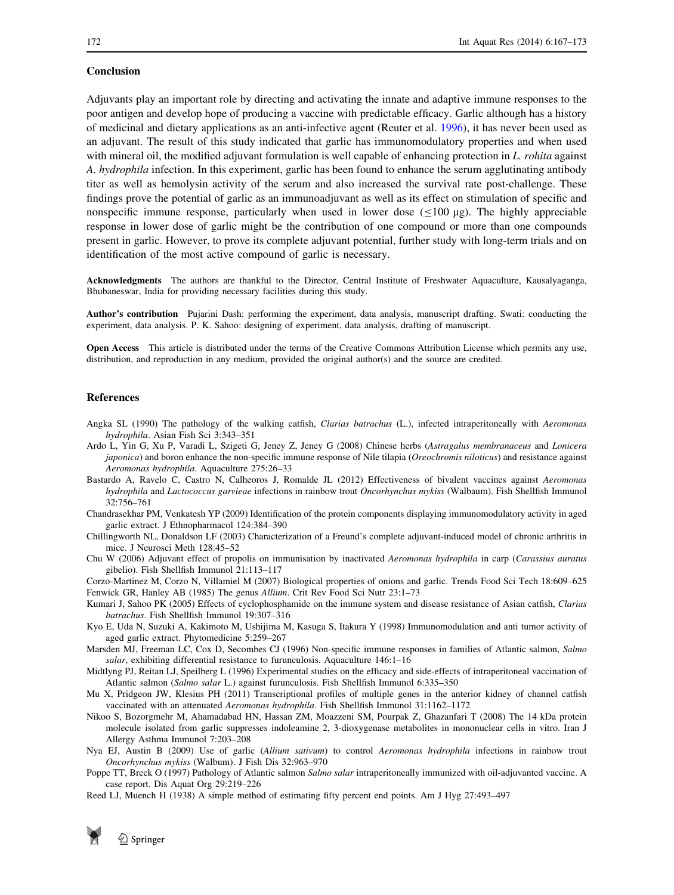## Conclusion

Adjuvants play an important role by directing and activating the innate and adaptive immune responses to the poor antigen and develop hope of producing a vaccine with predictable efficacy. Garlic although has a history of medicinal and dietary applications as an anti-infective agent (Reuter et al. 1996), it has never been used as an adjuvant. The result of this study indicated that garlic has immunomodulatory properties and when used with mineral oil, the modified adjuvant formulation is well capable of enhancing protection in *L. rohita* against *A. hydrophila* infection. In this experiment, garlic has been found to enhance the serum agglutinating antibody titer as well as hemolysin activity of the serum and also increased the survival rate post-challenge. These findings prove the potential of garlic as an immunoadjuvant as well as its effect on stimulation of specific and nonspecific immune response, particularly when used in lower dose ($\leq$100 μg). The highly appreciable response in lower dose of garlic might be the contribution of one compound or more than one compounds present in garlic. However, to prove its complete adjuvant potential, further study with long-term trials and on identification of the most active compound of garlic is necessary.

**Acknowledgments** The authors are thankful to the Director, Central Institute of Freshwater Aquaculture, Kausalyaganga, Bhubaneswar, India for providing necessary facilities during this study.

**Author's contribution** Pujarini Dash: performing the experiment, data analysis, manuscript drafting. Swati: conducting the experiment, data analysis. P. K. Sahoo: designing of experiment, data analysis, drafting of manuscript.

**Open Access** This article is distributed under the terms of the Creative Commons Attribution License which permits any use, distribution, and reproduction in any medium, provided the original author(s) and the source are credited.

## References

Angka SL (1990) The pathology of the walking catfish, *Clarias batrachus* (L.), infected intraperitoneally with *Aeromonas hydrophila*. Asian Fish Sci 3:343–351

Ardo L, Yin G, Xu P, Varadi L, Szigeti G, Jeney Z, Jeney G (2008) Chinese herbs (*Astragalus membranaceus* and *Lonicera japonica*) and boron enhance the non-specific immune response of Nile tilapia (*Oreochromis niloticus*) and resistance against *Aeromonas hydrophila*. Aquaculture 275:26–33

Bastardo A, Ravelo C, Castro N, Calheoros J, Romalde JL (2012) Effectiveness of bivalent vaccines against *Aeromonas hydrophila* and *Lactococcus garvieae* infections in rainbow trout *Oncorhynchus mykiss* (Walbaum). Fish Shellfish Immunol 32:756–761

Chandrasekhar PM, Venkatesh YP (2009) Identification of the protein components displaying immunomodulatory activity in aged garlic extract. J Ethnopharmacol 124:384–390

Chillingworth NL, Donaldson LF (2003) Characterization of a Freund's complete adjuvant-induced model of chronic arthritis in mice. J Neurosci Meth 128:45–52

Chu W (2006) Adjuvant effect of propolis on immunisation by inactivated *Aeromonas hydrophila* in carp (*Carassius auratus* gibelio). Fish Shellfish Immunol 21:113–117

Corzo-Martinez M, Corzo N, Villamiel M (2007) Biological properties of onions and garlic. Trends Food Sci Tech 18:609–625

Fenwick GR, Hanley AB (1985) The genus *Allium*. Crit Rev Food Sci Nutr 23:1–73

Kumari J, Sahoo PK (2005) Effects of cyclophosphamide on the immune system and disease resistance of Asian catfish, *Clarias batrachus*. Fish Shellfish Immunol 19:307–316

Kyo E, Uda N, Suzuki A, Kakimoto M, Ushijima M, Kasuga S, Itakura Y (1998) Immunomodulation and anti tumor activity of aged garlic extract. Phytomedicine 5:259–267

Marsden MJ, Freeman LC, Cox D, Secombes CJ (1996) Non-specific immune responses in families of Atlantic salmon, *Salmo salar*, exhibiting differential resistance to furunculosis. Aquaculture 146:1–16

Midtlyng PJ, Reitan LJ, Speilberg L (1996) Experimental studies on the efficacy and side-effects of intraperitoneal vaccination of Atlantic salmon (*Salmo salar* L.) against furunculosis. Fish Shellfish Immunol 6:335–350

Mu X, Pridgeon JW, Klesius PH (2011) Transcriptional profiles of multiple genes in the anterior kidney of channel catfish vaccinated with an attenuated *Aeromonas hydrophila*. Fish Shellfish Immunol 31:1162–1172

Nikoo S, Bozorgmehr M, Ahamadabad HN, Hassan ZM, Moazzeni SM, Pourpak Z, Ghazanfari T (2008) The 14 kDa protein molecule isolated from garlic suppresses indoleamine 2, 3-dioxygenase metabolites in mononuclear cells in vitro. Iran J Allergy Asthma Immunol 7:203–208

Nya EJ, Austin B (2009) Use of garlic (*Allium sativum*) to control *Aeromonas hydrophila* infections in rainbow trout *Oncorhynchus mykiss* (Walbum). J Fish Dis 32:963–970

Poppe TT, Breck O (1997) Pathology of Atlantic salmon *Salmo salar* intraperitoneally immunized with oil-adjuvanted vaccine. A case report. Dis Aquat Org 29:219–226

Reed LJ, Muench H (1938) A simple method of estimating fifty percent end points. Am J Hyg 27:493–497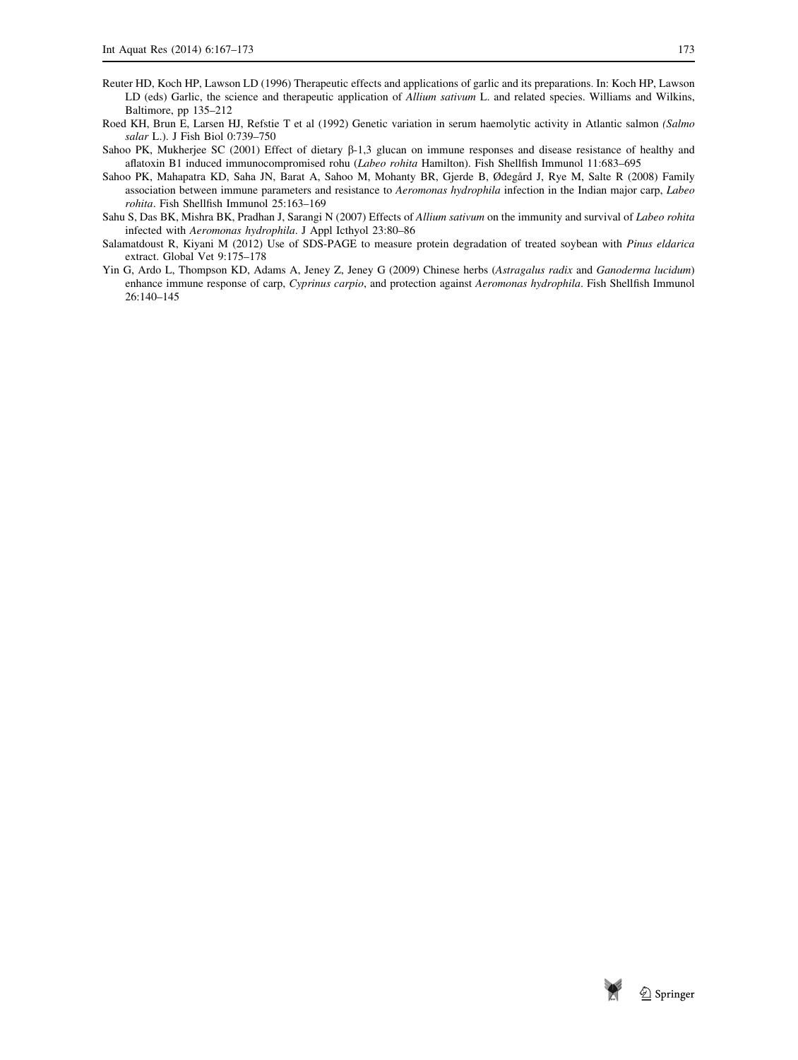Reuter HD, Koch HP, Lawson LD (1996) Therapeutic effects and applications of garlic and its preparations. In: Koch HP, Lawson LD (eds) Garlic, the science and therapeutic application of *Allium sativum* L. and related species. Williams and Wilkins, Baltimore, pp 135–212

Roed KH, Brun E, Larsen HJ, Refstie T et al (1992) Genetic variation in serum haemolytic activity in Atlantic salmon *(Salmo salar* L.). J Fish Biol 0:739–750

Sahoo PK, Mukherjee SC (2001) Effect of dietary β-1,3 glucan on immune responses and disease resistance of healthy and aflatoxin B1 induced immunocompromised rohu (*Labeo rohita* Hamilton). Fish Shellfish Immunol 11:683–695

Sahoo PK, Mahapatra KD, Saha JN, Barat A, Sahoo M, Mohanty BR, Gjerde B, Ødegård J, Rye M, Salte R (2008) Family association between immune parameters and resistance to *Aeromonas hydrophila* infection in the Indian major carp, *Labeo rohita*. Fish Shellfish Immunol 25:163–169

Sahu S, Das BK, Mishra BK, Pradhan J, Sarangi N (2007) Effects of *Allium sativum* on the immunity and survival of *Labeo rohita* infected with *Aeromonas hydrophila*. J Appl Icthyol 23:80–86

Salamatdoust R, Kiyani M (2012) Use of SDS-PAGE to measure protein degradation of treated soybean with *Pinus eldarica* extract. Global Vet 9:175–178

Yin G, Ardo L, Thompson KD, Adams A, Jeney Z, Jeney G (2009) Chinese herbs (*Astragalus radix* and *Ganoderma lucidum*) enhance immune response of carp, *Cyprinus carpio*, and protection against *Aeromonas hydrophila*. Fish Shellfish Immunol 26:140–145